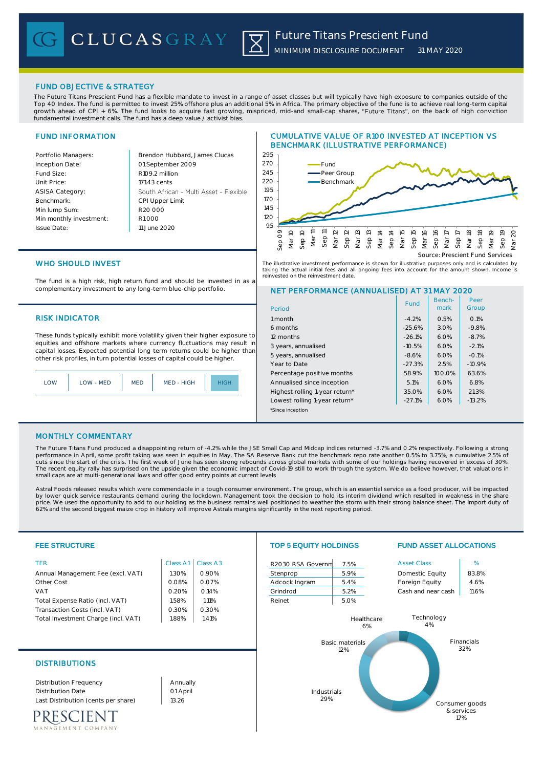# CLUCASGRAY

## Future Titans Prescient Fund

MINIMUM DISCLOSURE DOCUMENT 31 MAY 2020

## FUND OBJECTIVE & STRATEGY

The Future Titans Prescient Fund has a flexible mandate to invest in a range of asset classes but will typically have high exposure to companies outside of the Top 40 Index. The fund is permitted to invest 25% offshore plus an additional 5% in Africa. The primary objective of the fund is to achieve real long-term capital growth ahead of CPI + 6%. The fund looks to acquire fast growing, mispriced, mid-and small-cap shares, "Future Titans", on the back of high conviction fundamental investment calls. The fund has a deep value / activist bias.

## FUND INFORMATION

| | |
|---|---|
| Portfolio Managers: | Brendon Hubbard, James Clucas |
| Inception Date: | 01 September 2009 |
| Fund Size: | R109.2 million |
| Unit Price: | 171.43 cents |
| ASISA Category: | South African – Multi Asset – Flexible |
| Benchmark: | CPI Upper Limit |
| Min lump Sum: | R20 000 |
| Min monthly investment: | R1 000 |
| Issue Date: | 11 June 2020 |

## CUMULATIVE VALUE OF R100 INVESTED AT INCEPTION VS BENCHMARK (ILLUSTRATIVE PERFORMANCE)

Fund
Peer Group
Benchmark

295, 270, 245, 220, 195, 170, 145, 120, 95

Sep 09, Mar 10, Sep 10, Mar 11, Sep 11, Mar 12, Sep 12, Mar 13, Sep 13, Mar 14, Sep 14, Mar 15, Sep 15, Mar 16, Sep 16, Mar 17, Sep 17, Mar 18, Sep 18, Mar 19, Sep 19, Mar 20

Source: Prescient Fund Services

The illustrative investment performance is shown for illustrative purposes only and is calculated by taking the actual initial fees and all ongoing fees into account for the amount shown. Income is reinvested on the reinvestment date.

## WHO SHOULD INVEST

The fund is a high risk, high return fund and should be invested in as a complementary investment to any long-term blue-chip portfolio.

## RISK INDICATOR

These funds typically exhibit more volatility given their higher exposure to equities and offshore markets where currency fluctuations may result in capital losses. Expected potential long term returns could be higher than other risk profiles, in turn potential losses of capital could be higher.

LOW | LOW - MED | MED | MED - HIGH | **HIGH**

## NET PERFORMANCE (ANNUALISED) AT 31 MAY 2020

| Period | Fund | Bench-mark | Peer Group |
|---|---|---|---|
| 1 month | -4.2% | 0.5% | 0.1% |
| 6 months | -25.6% | 3.0% | -9.8% |
| 12 months | -26.1% | 6.0% | -8.7% |
| 3 years, annualised | -10.5% | 6.0% | -2.1% |
| 5 years, annualised | -8.6% | 6.0% | -0.1% |
| Year to Date | -27.3% | 2.5% | -10.9% |
| Percentage positive months | 58.9% | 100.0% | 63.6% |
| Annualised since inception | 5.1% | 6.0% | 6.8% |
| Highest rolling 1-year return* | 35.0% | 6.0% | 21.3% |
| Lowest rolling 1-year return* | -27.1% | 6.0% | -13.2% |

*Since inception

## MONTHLY COMMENTARY

The Future Titans Fund produced a disappointing return of -4.2% while the JSE Small Cap and Midcap indices returned -3.7% and 0.2% respectively. Following a strong performance in April, some profit taking was seen in equities in May. The SA Reserve Bank cut the benchmark repo rate another 0.5% to 3.75%, a cumulative 2.5% of cuts since the start of the crisis. The first week of June has seen strong rebounds across global markets with some of our holdings having recovered in excess of 30%. The recent equity rally has surprised on the upside given the economic impact of Covid-19 still to work through the system. We do believe however, that valuations in small caps are at multi-generational lows and offer good entry points at current levels

Astral Foods released results which were commendable in a tough consumer environment. The group, which is an essential service as a food producer, will be impacted by lower quick service restaurants demand during the lockdown. Management took the decision to hold its interim dividend which resulted in weakness in the share price. We used the opportunity to add to our holding as the business remains well positioned to weather the storm with their strong balance sheet. The import duty of 62% and the second biggest maize crop in history will improve Astrals margins significantly in the next reporting period.

## FEE STRUCTURE

| TER | Class A1 | Class A3 |
|---|---|---|
| Annual Management Fee (excl. VAT) | 1.30% | 0.90% |
| Other Cost | 0.08% | 0.07% |
| VAT | 0.20% | 0.14% |
| Total Expense Ratio (incl. VAT) | 1.58% | 1.11% |
| Transaction Costs (incl. VAT) | 0.30% | 0.30% |
| Total Investment Charge (incl. VAT) | 1.88% | 1.41% |

## TOP 5 EQUITY HOLDINGS

| | |
|---|---|
| R2030 RSA Governm | 7.5% |
| Stenprop | 5.9% |
| Adcock Ingram | 5.4% |
| Grindrod | 5.2% |
| Reinet | 5.0% |

## FUND ASSET ALLOCATIONS

| Asset Class | % |
|---|---|
| Domestic Equity | 83.8% |
| Foreign Equity | 4.6% |
| Cash and near cash | 11.6% |

Healthcare 6%
Technology 4%
Basic materials 12%
Financials 32%
Industrials 29%
Consumer goods & services 17%

## DISTRIBUTIONS

| | |
|---|---|
| Distribution Frequency | Annually |
| Distribution Date | 01 April |
| Last Distribution (cents per share) | 13.26 |

PRESCIENT MANAGEMENT COMPANY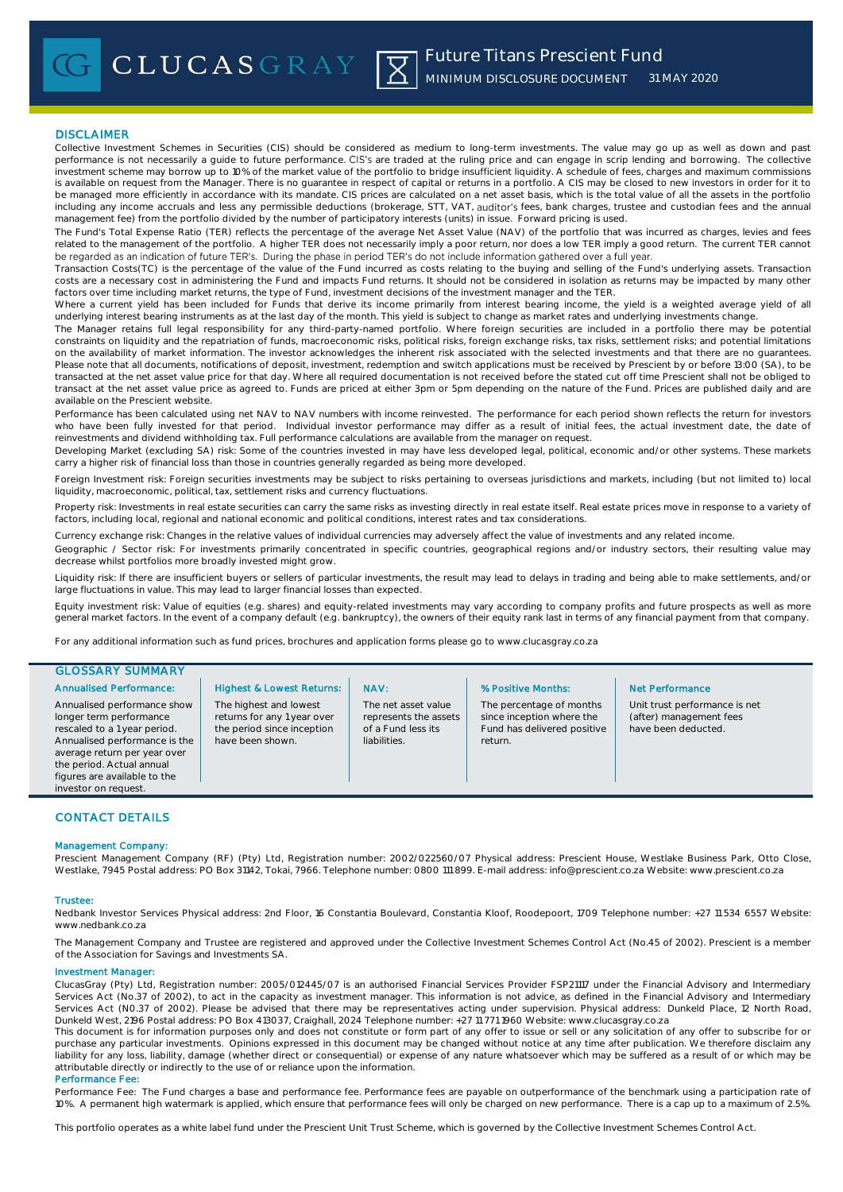# CLUCASGRAY

## Future Titans Prescient Fund

MINIMUM DISCLOSURE DOCUMENT 31 MAY 2020

## DISCLAIMER

Collective Investment Schemes in Securities (CIS) should be considered as medium to long-term investments. The value may go up as well as down and past performance is not necessarily a guide to future performance. CIS's are traded at the ruling price and can engage in scrip lending and borrowing. The collective investment scheme may borrow up to 10% of the market value of the portfolio to bridge insufficient liquidity. A schedule of fees, charges and maximum commissions is available on request from the Manager. There is no guarantee in respect of capital or returns in a portfolio. A CIS may be closed to new investors in order for it to be managed more efficiently in accordance with its mandate. CIS prices are calculated on a net asset basis, which is the total value of all the assets in the portfolio including any income accruals and less any permissible deductions (brokerage, STT, VAT, auditor's fees, bank charges, trustee and custodian fees and the annual management fee) from the portfolio divided by the number of participatory interests (units) in issue. Forward pricing is used.

The Fund's Total Expense Ratio (TER) reflects the percentage of the average Net Asset Value (NAV) of the portfolio that was incurred as charges, levies and fees related to the management of the portfolio. A higher TER does not necessarily imply a poor return, nor does a low TER imply a good return. The current TER cannot be regarded as an indication of future TER's. During the phase in period TER's do not include information gathered over a full year.

Transaction Costs(TC) is the percentage of the value of the Fund incurred as costs relating to the buying and selling of the Fund's underlying assets. Transaction costs are a necessary cost in administering the Fund and impacts Fund returns. It should not be considered in isolation as returns may be impacted by many other factors over time including market returns, the type of Fund, investment decisions of the investment manager and the TER.

Where a current yield has been included for Funds that derive its income primarily from interest bearing income, the yield is a weighted average yield of all underlying interest bearing instruments as at the last day of the month. This yield is subject to change as market rates and underlying investments change.

The Manager retains full legal responsibility for any third-party-named portfolio. Where foreign securities are included in a portfolio there may be potential constraints on liquidity and the repatriation of funds, macroeconomic risks, political risks, foreign exchange risks, tax risks, settlement risks; and potential limitations on the availability of market information. The investor acknowledges the inherent risk associated with the selected investments and that there are no guarantees. Please note that all documents, notifications of deposit, investment, redemption and switch applications must be received by Prescient by or before 13:00 (SA), to be transacted at the net asset value price for that day. Where all required documentation is not received before the stated cut off time Prescient shall not be obliged to transact at the net asset value price as agreed to. Funds are priced at either 3pm or 5pm depending on the nature of the Fund. Prices are published daily and are available on the Prescient website.

Performance has been calculated using net NAV to NAV numbers with income reinvested. The performance for each period shown reflects the return for investors who have been fully invested for that period. Individual investor performance may differ as a result of initial fees, the actual investment date, the date of reinvestments and dividend withholding tax. Full performance calculations are available from the manager on request.

Developing Market (excluding SA) risk: Some of the countries invested in may have less developed legal, political, economic and/or other systems. These markets carry a higher risk of financial loss than those in countries generally regarded as being more developed.

Foreign Investment risk: Foreign securities investments may be subject to risks pertaining to overseas jurisdictions and markets, including (but not limited to) local liquidity, macroeconomic, political, tax, settlement risks and currency fluctuations.

Property risk: Investments in real estate securities can carry the same risks as investing directly in real estate itself. Real estate prices move in response to a variety of factors, including local, regional and national economic and political conditions, interest rates and tax considerations.

Currency exchange risk: Changes in the relative values of individual currencies may adversely affect the value of investments and any related income.

Geographic / Sector risk: For investments primarily concentrated in specific countries, geographical regions and/or industry sectors, their resulting value may decrease whilst portfolios more broadly invested might grow.

Liquidity risk: If there are insufficient buyers or sellers of particular investments, the result may lead to delays in trading and being able to make settlements, and/or large fluctuations in value. This may lead to larger financial losses than expected.

Equity investment risk: Value of equities (e.g. shares) and equity-related investments may vary according to company profits and future prospects as well as more general market factors. In the event of a company default (e.g. bankruptcy), the owners of their equity rank last in terms of any financial payment from that company.

For any additional information such as fund prices, brochures and application forms please go to www.clucasgray.co.za

## GLOSSARY SUMMARY

**Annualised Performance:** Annualised performance show longer term performance rescaled to a 1 year period. Annualised performance is the average return per year over the period. Actual annual figures are available to the investor on request.

**Highest & Lowest Returns:** The highest and lowest returns for any 1 year over the period since inception have been shown.

**NAV:** The net asset value represents the assets of a Fund less its liabilities.

**% Positive Months:** The percentage of months since inception where the Fund has delivered positive return.

**Net Performance:** Unit trust performance is net (after) management fees have been deducted.

## CONTACT DETAILS

### Management Company:

Prescient Management Company (RF) (Pty) Ltd, Registration number: 2002/022560/07 Physical address: Prescient House, Westlake Business Park, Otto Close, Westlake, 7945 Postal address: PO Box 31142, Tokai, 7966. Telephone number: 0800 111 899. E-mail address: info@prescient.co.za Website: www.prescient.co.za

### Trustee:

Nedbank Investor Services Physical address: 2nd Floor, 16 Constantia Boulevard, Constantia Kloof, Roodepoort, 1709 Telephone number: +27 11 534 6557 Website: www.nedbank.co.za

The Management Company and Trustee are registered and approved under the Collective Investment Schemes Control Act (No.45 of 2002). Prescient is a member of the Association for Savings and Investments SA.

### Investment Manager:

ClucasGray (Pty) Ltd, Registration number: 2005/012445/07 is an authorised Financial Services Provider FSP21117 under the Financial Advisory and Intermediary Services Act (No.37 of 2002), to act in the capacity as investment manager. This information is not advice, as defined in the Financial Advisory and Intermediary Services Act (N0.37 of 2002). Please be advised that there may be representatives acting under supervision. Physical address: Dunkeld Place, 12 North Road, Dunkeld West, 2196 Postal address: PO Box 413037, Craighall, 2024 Telephone number: +27 11 771 1960 Website: www.clucasgray.co.za

This document is for information purposes only and does not constitute or form part of any offer to issue or sell or any solicitation of any offer to subscribe for or purchase any particular investments. Opinions expressed in this document may be changed without notice at any time after publication. We therefore disclaim any liability for any loss, liability, damage (whether direct or consequential) or expense of any nature whatsoever which may be suffered as a result of or which may be attributable directly or indirectly to the use of or reliance upon the information.

### Performance Fee:

Performance Fee: The Fund charges a base and performance fee. Performance fees are payable on outperformance of the benchmark using a participation rate of 10%. A permanent high watermark is applied, which ensure that performance fees will only be charged on new performance. There is a cap up to a maximum of 2.5%.

This portfolio operates as a white label fund under the Prescient Unit Trust Scheme, which is governed by the Collective Investment Schemes Control Act.